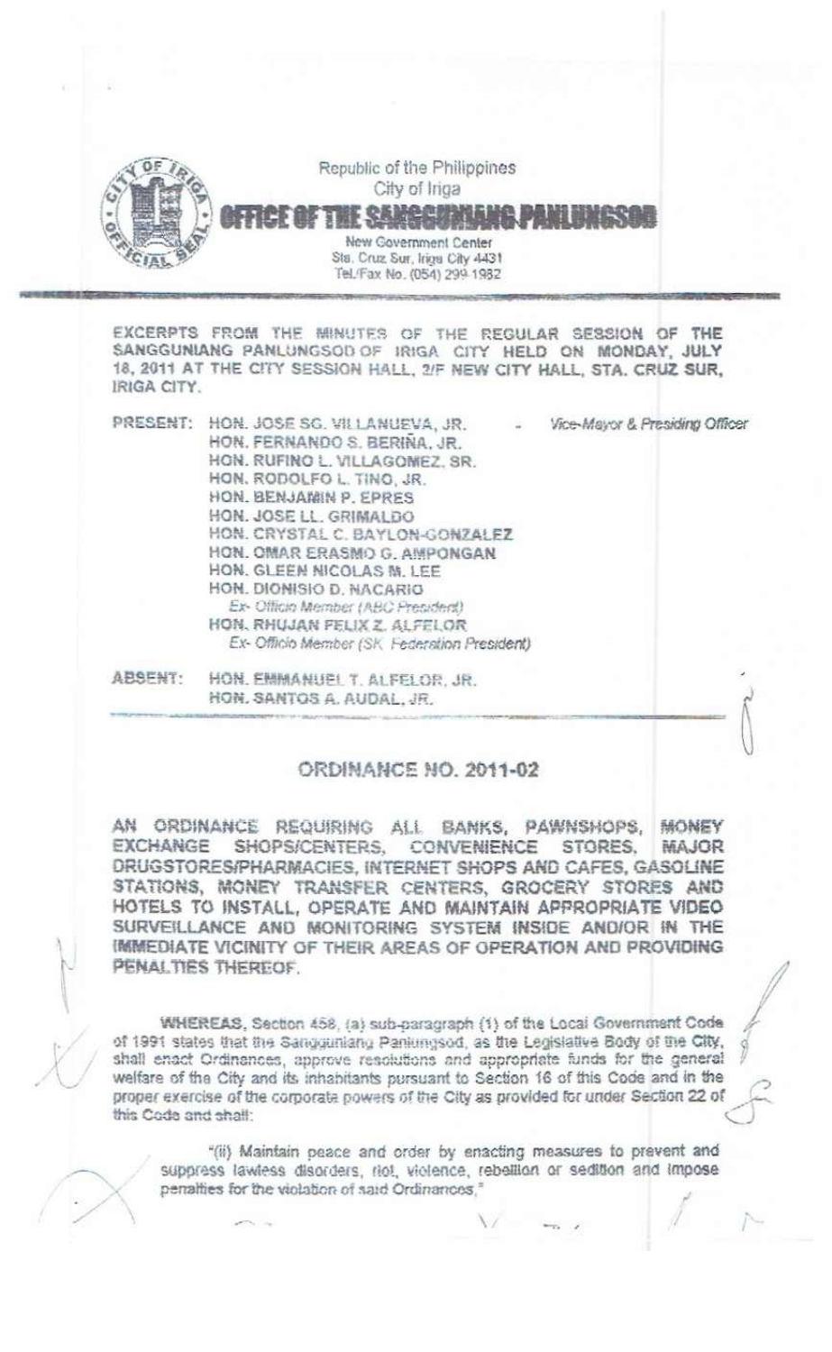Republic of the Philippines
City of Iriga
**OFFICE OF THE SANGGUNIANG PANLUNGSOD**
New Government Center
Sta. Cruz Sur, Iriga City 4431
Tel./Fax No. (054) 299-1982

EXCERPTS FROM THE MINUTES OF THE REGULAR SESSION OF THE SANGGUNIANG PANLUNGSOD OF IRIGA CITY HELD ON MONDAY, JULY 18, 2011 AT THE CITY SESSION HALL, 2/F NEW CITY HALL, STA. CRUZ SUR, IRIGA CITY.

PRESENT:
HON. JOSE SG. VILLANUEVA, JR. - *Vice-Mayor & Presiding Officer*
HON. FERNANDO S. BERIÑA, JR.
HON. RUFINO L. VILLAGOMEZ, SR.
HON. RODOLFO L. TINO, JR.
HON. BENJAMIN P. EPRES
HON. JOSE LL. GRIMALDO
HON. CRYSTAL C. BAYLON-GONZALEZ
HON. OMAR ERASMO G. AMPONGAN
HON. GLEEN NICOLAS M. LEE
HON. DIONISIO D. NACARIO
*Ex- Officio Member (ABC President)*
HON. RHUJAN FELIX Z. ALFELOR
*Ex- Officio Member (SK Federation President)*

ABSENT:
HON. EMMANUEL T. ALFELOR, JR.
HON. SANTOS A. AUDAL, JR.

## ORDINANCE NO. 2011-02

**AN ORDINANCE REQUIRING ALL BANKS, PAWNSHOPS, MONEY EXCHANGE SHOPS/CENTERS, CONVENIENCE STORES, MAJOR DRUGSTORES/PHARMACIES, INTERNET SHOPS AND CAFES, GASOLINE STATIONS, MONEY TRANSFER CENTERS, GROCERY STORES AND HOTELS TO INSTALL, OPERATE AND MAINTAIN APPROPRIATE VIDEO SURVEILLANCE AND MONITORING SYSTEM INSIDE AND/OR IN THE IMMEDIATE VICINITY OF THEIR AREAS OF OPERATION AND PROVIDING PENALTIES THEREOF.**

WHEREAS, Section 458, (a) sub-paragraph (1) of the Local Government Code of 1991 states that the Sangguniang Panlungsod, as the Legislative Body of the City, shall enact Ordinances, approve resolutions and appropriate funds for the general welfare of the City and its inhabitants pursuant to Section 16 of this Code and in the proper exercise of the corporate powers of the City as provided for under Section 22 of this Code and shall:

> "(ii) Maintain peace and order by enacting measures to prevent and suppress lawless disorders, riot, violence, rebellion or sedition and impose penalties for the violation of said Ordinances,"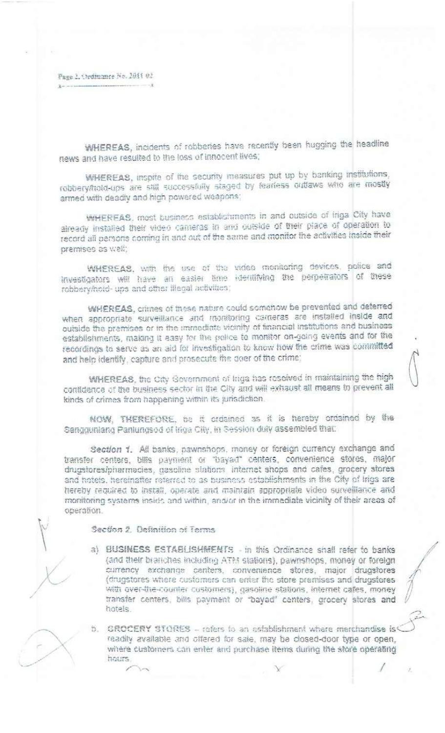WHEREAS, incidents of robberies have recently been hugging the headline news and have resulted to the loss of innocent lives;

WHEREAS, inspite of the security measures put up by banking institutions, robbery/hold-ups are still successfully staged by fearless outlaws who are mostly armed with deadly and high powered weapons;

WHEREAS, most business establishments in and outside of Iriga City have already installed their video cameras in and outside of their place of operation to record all persons coming in and out of the same and monitor the activities inside their premises as well;

WHEREAS, with the use of the video monitoring devices, police and investigators will have an easier time identifying the perpetrators of these robbery/hold- ups and other illegal activities;

WHEREAS, crimes of these nature could somehow be prevented and deterred when appropriate surveillance and monitoring cameras are installed inside and outside the premises or in the immediate vicinity of financial institutions and business establishments, making it easy for the police to monitor on-going events and for the recordings to serve as an aid for investigation to know how the crime was committed and help identify, capture and prosecute the doer of the crime;

WHEREAS, the City Government of Iriga has resolved in maintaining the high confidence of the business sector in the City and will exhaust all means to prevent all kinds of crimes from happening within its jurisdiction.

NOW, THEREFORE, be it ordained as it is hereby ordained by the Sangguniang Panlungsod of Iriga City, in Session duly assembled that:

*Section 1.* All banks, pawnshops, money or foreign currency exchange and transfer centers, bills payment or "bayad" centers, convenience stores, major drugstores/pharmacies, gasoline stations, internet shops and cafes, grocery stores and hotels, hereinafter referred to as business establishments in the City of Iriga are hereby required to install, operate and maintain appropriate video surveillance and monitoring systems inside and within, and/or in the immediate vicinity of their areas of operation.

*Section 2. Definition of Terms*

a) BUSINESS ESTABLISHMENTS - in this Ordinance shall refer to banks (and their branches including ATM stations), pawnshops, money or foreign currency exchange centers, convenience stores, major drugstores (drugstores where customers can enter the store premises and drugstores with over-the-counter customers), gasoline stations, internet cafes, money transfer centers, bills payment or "bayad" centers, grocery stores and hotels.

b. GROCERY STORES – refers to an establishment where merchandise is readily available and offered for sale, may be closed-door type or open, where customers can enter and purchase items during the store operating hours.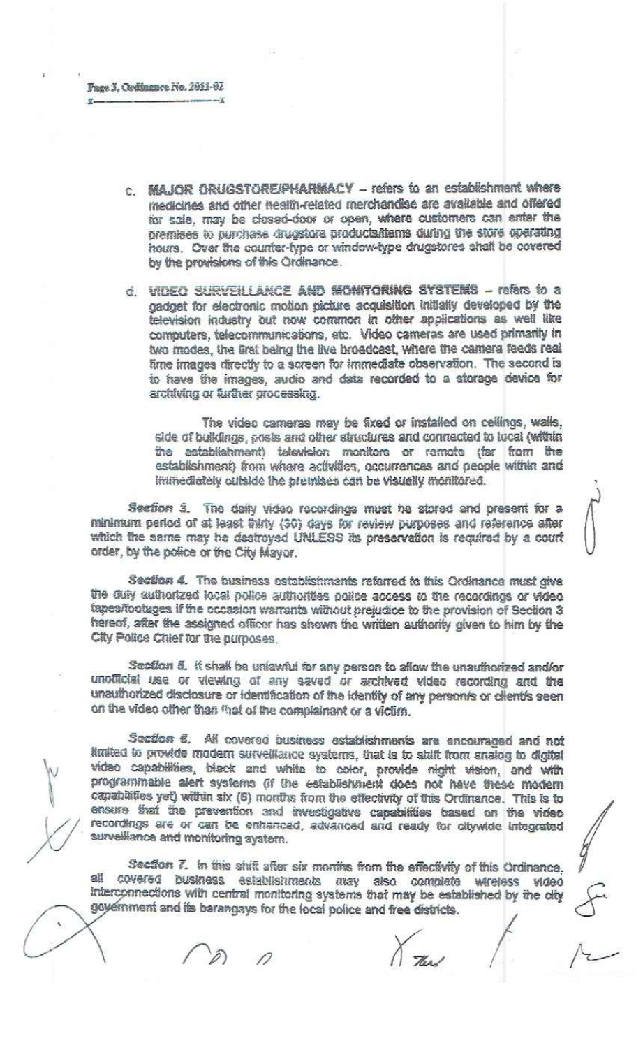c. **MAJOR DRUGSTORE/PHARMACY** – refers to an establishment where medicines and other health-related merchandise are available and offered for sale, may be closed-door or open, where customers can enter the premises to purchase drugstore products/items during the store operating hours. Over the counter-type or window-type drugstores shall be covered by the provisions of this Ordinance.

d. **VIDEO SURVEILLANCE AND MONITORING SYSTEMS** – refers to a gadget for electronic motion picture acquisition initially developed by the television industry but now common in other applications as well like computers, telecommunications, etc. Video cameras are used primarily in two modes, the first being the live broadcast, where the camera feeds real time images directly to a screen for immediate observation. The second is to have the images, audio and data recorded to a storage device for archiving or further processing.

The video cameras may be fixed or installed on ceilings, walls, side of buildings, posts and other structures and connected to local (within the establishment) television monitors or remote (far from the establishment) from where activities, occurrences and people within and immediately outside the premises can be visually monitored.

*Section 3.* The daily video recordings must be stored and present for a minimum period of at least thirty (30) days for review purposes and reference after which the same may be destroyed UNLESS its preservation is required by a court order, by the police or the City Mayor.

*Section 4.* The business establishments referred to this Ordinance must give the duly authorized local police authorities police access to the recordings or video tapes/footages if the occasion warrants without prejudice to the provision of Section 3 hereof, after the assigned officer has shown the written authority given to him by the City Police Chief for the purposes.

*Section 5.* It shall be unlawful for any person to allow the unauthorized and/or unofficial use or viewing of any saved or archived video recording and the unauthorized disclosure or identification of the identity of any person/s or client/s seen on the video other than that of the complainant or a victim.

*Section 6.* All covered business establishments are encouraged and not limited to provide modern surveillance systems, that is to shift from analog to digital video capabilities, black and white to color, provide night vision, and with programmable alert systems (if the establishment does not have these modern capabilities yet) within six (6) months from the effectivity of this Ordinance. This is to ensure that the prevention and investigative capabilities based on the video recordings are or can be enhanced, advanced and ready for citywide integrated surveillance and monitoring system.

*Section 7.* In this shift after six months from the effectivity of this Ordinance, all covered business establishments may also complete wireless video interconnections with central monitoring systems that may be established by the city government and its barangays for the local police and free districts.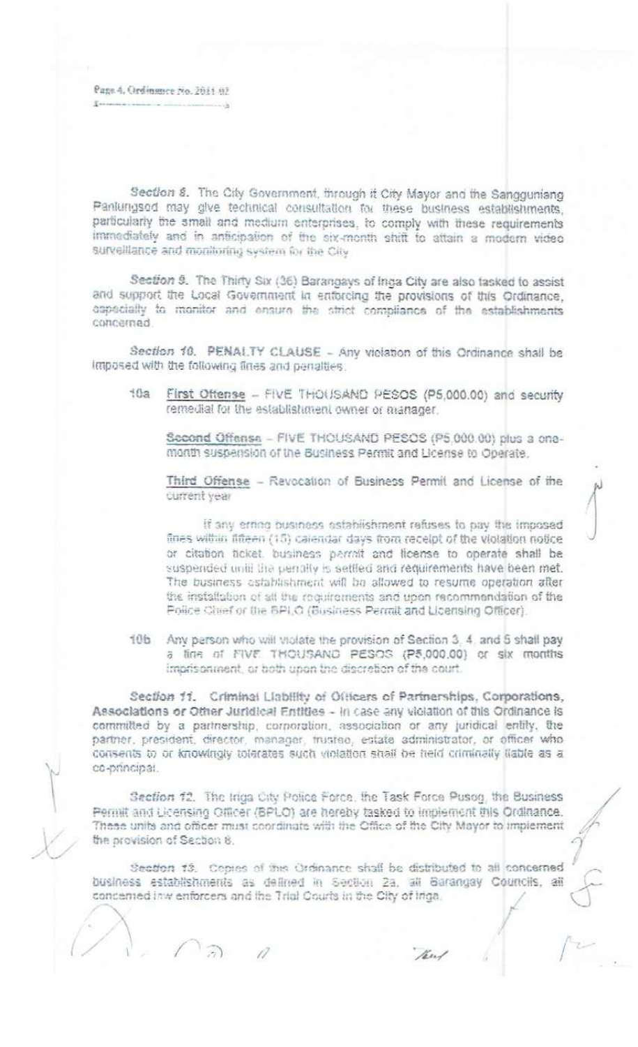**Section 8.** The City Government, through it City Mayor and the Sangguniang Panlungsod may give technical consultation for these business establishments, particularly the small and medium enterprises, to comply with these requirements immediately and in anticipation of the six-month shift to attain a modern video surveillance and monitoring system for the City.

**Section 9.** The Thirty Six (36) Barangays of Iriga City are also tasked to assist and support the Local Government in enforcing the provisions of this Ordinance, especially to monitor and ensure the strict compliance of the establishments concerned.

**Section 10.** PENALTY CLAUSE – Any violation of this Ordinance shall be imposed with the following fines and penalties:

10a <u>First Offense</u> – FIVE THOUSAND PESOS (P5,000.00) and security remedial for the establishment owner or manager.

<u>Second Offense</u> – FIVE THOUSAND PESOS (P5,000.00) plus a one-month suspension of the Business Permit and License to Operate.

<u>Third Offense</u> – Revocation of Business Permit and License of the current year

If any erring business establishment refuses to pay the imposed fines within fifteen (15) calendar days from receipt of the violation notice or citation ticket, business permit and license to operate shall be suspended until the penalty is settled and requirements have been met. The business establishment will be allowed to resume operation after the installation of all the requirements and upon recommendation of the Police Chief or the BPLO (Business Permit and Licensing Officer).

10b Any person who will violate the provision of Section 3, 4, and 5 shall pay a fine of FIVE THOUSAND PESOS (P5,000.00) or six months imprisonment, or both upon the discretion of the court.

**Section 11. Criminal Liability of Officers of Partnerships, Corporations, Associations or Other Juridical Entities** – In case any violation of this Ordinance is committed by a partnership, corporation, association or any juridical entity, the partner, president, director, manager, trustee, estate administrator, or officer who consents to or knowingly tolerates such violation shall be held criminally liable as a co-principal.

**Section 12.** The Iriga City Police Force, the Task Force Pusog, the Business Permit and Licensing Officer (BPLO) are hereby tasked to implement this Ordinance. These units and officer must coordinate with the Office of the City Mayor to implement the provision of Section 8.

**Section 13.** Copies of this Ordinance shall be distributed to all concerned business establishments as defined in Section 2a, all Barangay Councils, all concerned law enforcers and the Trial Courts in the City of Iriga.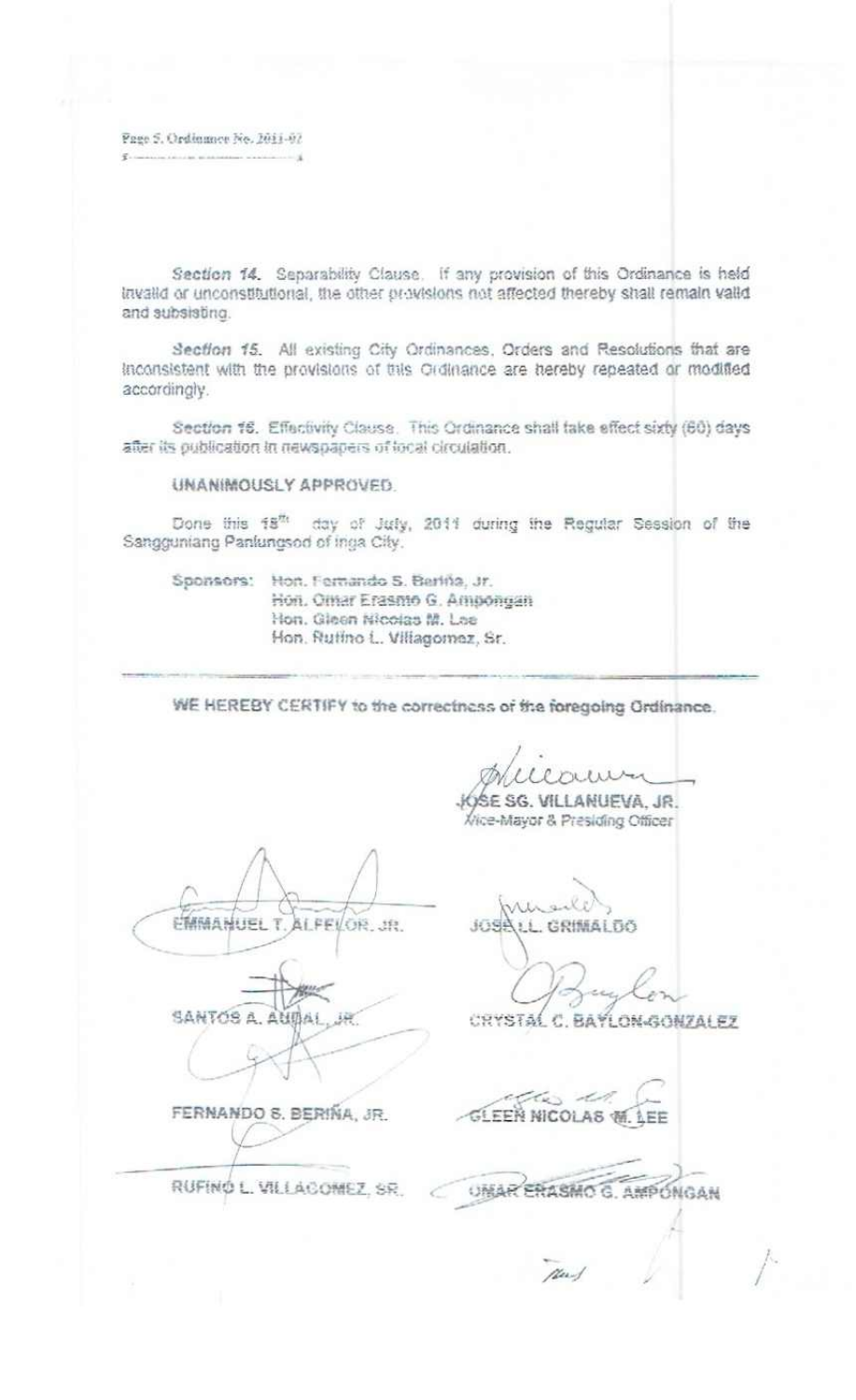*Section 14.* Separability Clause. If any provision of this Ordinance is held invalid or unconstitutional, the other provisions not affected thereby shall remain valid and subsisting.

*Section 15.* All existing City Ordinances, Orders and Resolutions that are inconsistent with the provisions of this Ordinance are hereby repealed or modified accordingly.

*Section 16.* Effectivity Clause. This Ordinance shall take effect sixty (60) days after its publication in newspapers of local circulation.

UNANIMOUSLY APPROVED.

Done this 18th day of July, 2011 during the Regular Session of the Sangguniang Panlungsod of Iriga City.

Sponsors: Hon. Fernando S. Beriña, Jr.
Hon. Omar Erasmo G. Ampongan
Hon. Gleen Nicolas M. Lee
Hon. Rufino L. Villagomez, Sr.

---

WE HEREBY CERTIFY to the correctness of the foregoing Ordinance.

JOSE SG. VILLANUEVA, JR.
Vice-Mayor & Presiding Officer

EMMANUEL T. ALFELOR, JR.

JOSE LL. GRIMALDO

SANTOS A. AUDAL, JR.

CRYSTAL C. BAYLON-GONZALEZ

FERNANDO S. BERIÑA, JR.

GLEEN NICOLAS M. LEE

RUFINO L. VILLAGOMEZ, SR.

OMAR ERASMO G. AMPONGAN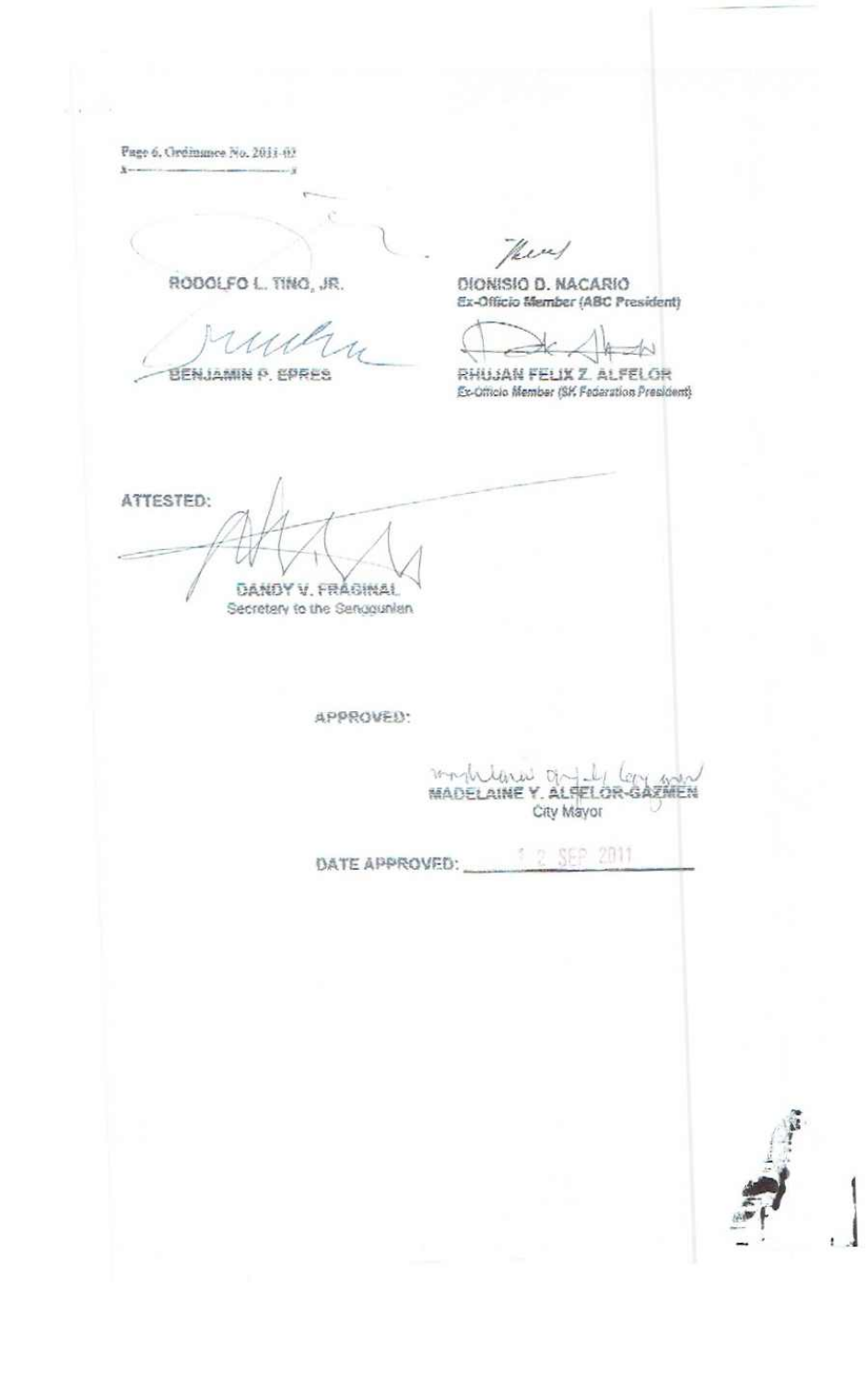Page 6, Ordinance No. 2011-02

x------------------------------------x

RODOLFO L. TINO, JR.

DIONISIO D. NACARIO
Ex-Officio Member (ABC President)

BENJAMIN P. EPRES

RHUJAN FELIX Z. ALFELOR
Ex-Officio Member (SK Federation President)

ATTESTED:

DANDY V. FRAGINAL
Secretary to the Sanggunian

APPROVED:

MADELAINE Y. ALFELOR-GAZMEN
City Mayor

DATE APPROVED: 1 2 SEP 2011